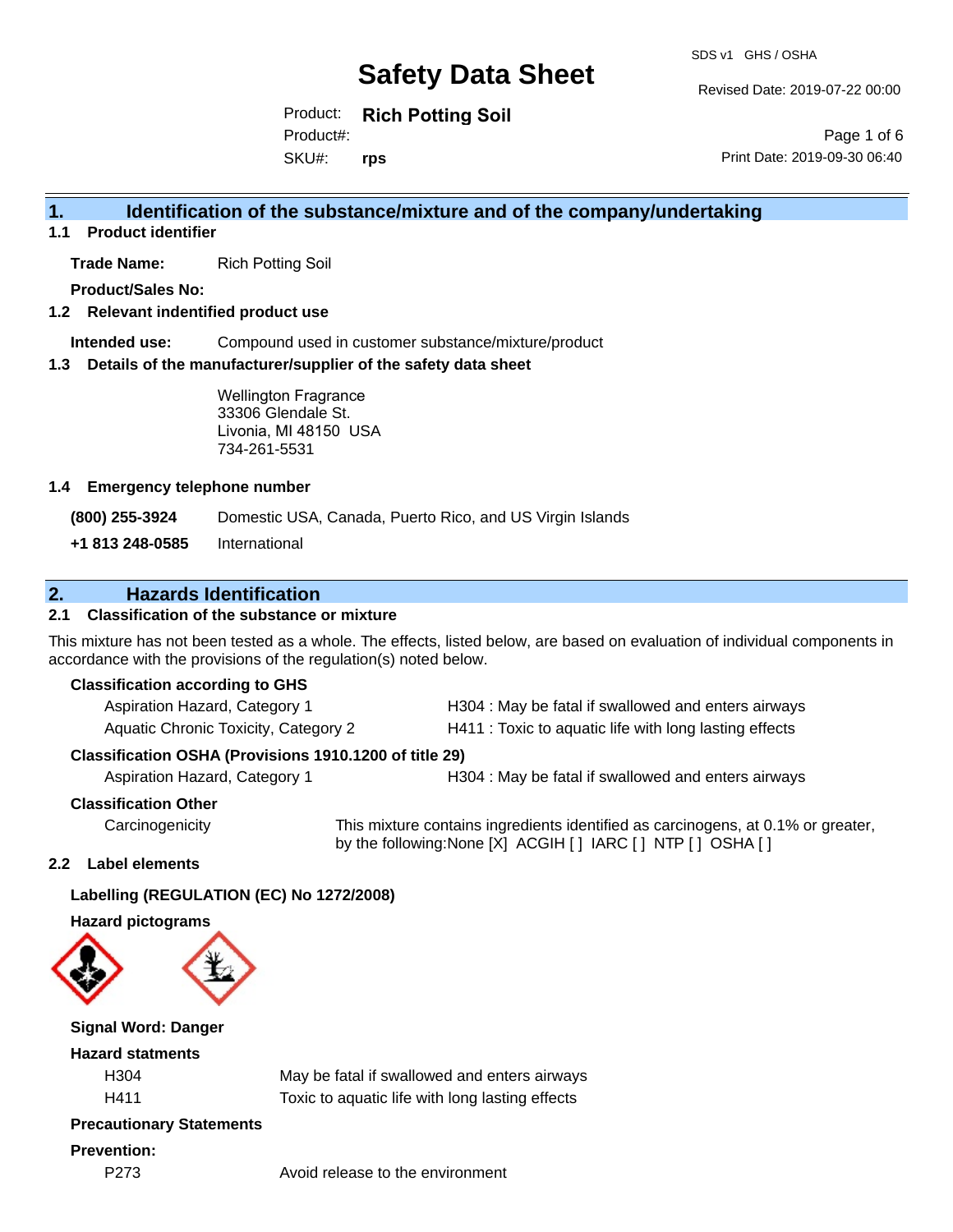# Safety Data Sheet

SDS v1 GHS / OSHA

Revised Date: 2019-07-22 00:00

Product: **Rich Potting Soil**
Product#:
SKU#: **rps**

Print Date: 2019-09-30 06:40

## 1. Identification of the substance/mixture and of the company/undertaking

### 1.1 Product identifier

**Trade Name:** Rich Potting Soil

**Product/Sales No:**

### 1.2 Relevant indentified product use

**Intended use:** Compound used in customer substance/mixture/product

### 1.3 Details of the manufacturer/supplier of the safety data sheet

Wellington Fragrance
33306 Glendale St.
Livonia, MI 48150 USA
734-261-5531

### 1.4 Emergency telephone number

**(800) 255-3924** Domestic USA, Canada, Puerto Rico, and US Virgin Islands

**+1 813 248-0585** International

## 2. Hazards Identification

### 2.1 Classification of the substance or mixture

This mixture has not been tested as a whole. The effects, listed below, are based on evaluation of individual components in accordance with the provisions of the regulation(s) noted below.

**Classification according to GHS**

| | |
|---|---|
| Aspiration Hazard, Category 1 | H304 : May be fatal if swallowed and enters airways |
| Aquatic Chronic Toxicity, Category 2 | H411 : Toxic to aquatic life with long lasting effects |

**Classification OSHA (Provisions 1910.1200 of title 29)**

| | |
|---|---|
| Aspiration Hazard, Category 1 | H304 : May be fatal if swallowed and enters airways |

**Classification Other**

Carcinogenicity — This mixture contains ingredients identified as carcinogens, at 0.1% or greater, by the following:None [X] ACGIH [ ] IARC [ ] NTP [ ] OSHA [ ]

### 2.2 Label elements

**Labelling (REGULATION (EC) No 1272/2008)**

**Hazard pictograms**

**Signal Word: Danger**

**Hazard statments**

| | |
|---|---|
| H304 | May be fatal if swallowed and enters airways |
| H411 | Toxic to aquatic life with long lasting effects |

**Precautionary Statements**

**Prevention:**

| | |
|---|---|
| P273 | Avoid release to the environment |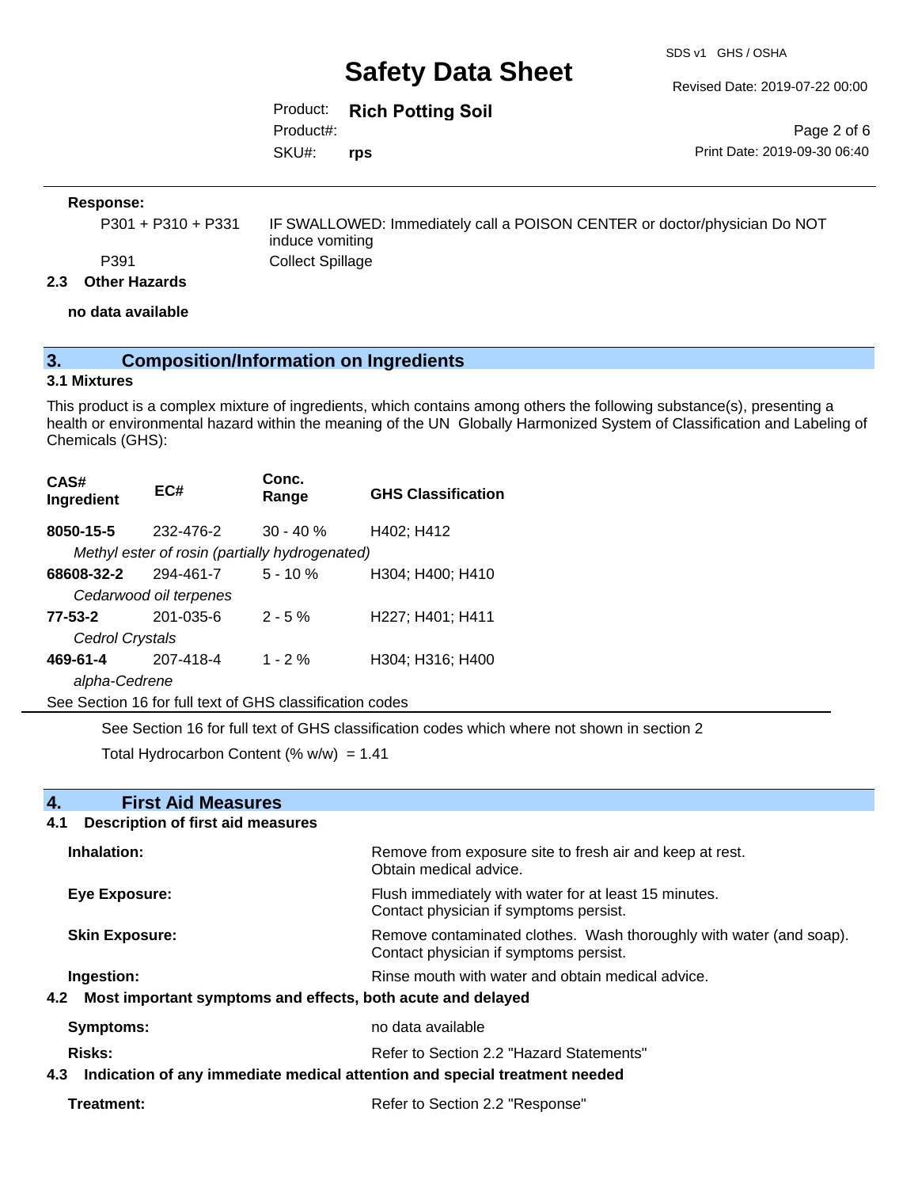**Response:**

| | |
|---|---|
| P301 + P310 + P331 | IF SWALLOWED: Immediately call a POISON CENTER or doctor/physician Do NOT induce vomiting |
| P391 | Collect Spillage |

### 2.3 Other Hazards

**no data available**

## 3. Composition/Information on Ingredients

### 3.1 Mixtures

This product is a complex mixture of ingredients, which contains among others the following substance(s), presenting a health or environmental hazard within the meaning of the UN Globally Harmonized System of Classification and Labeling of Chemicals (GHS):

| CAS# Ingredient | EC# | Conc. Range | GHS Classification |
|---|---|---|---|
| **8050-15-5** | 232-476-2 | 30 - 40 % | H402; H412 |
| *Methyl ester of rosin (partially hydrogenated)* | | | |
| **68608-32-2** | 294-461-7 | 5 - 10 % | H304; H400; H410 |
| *Cedarwood oil terpenes* | | | |
| **77-53-2** | 201-035-6 | 2 - 5 % | H227; H401; H411 |
| *Cedrol Crystals* | | | |
| **469-61-4** | 207-418-4 | 1 - 2 % | H304; H316; H400 |
| *alpha-Cedrene* | | | |

See Section 16 for full text of GHS classification codes

See Section 16 for full text of GHS classification codes which where not shown in section 2

Total Hydrocarbon Content (% w/w) = 1.41

## 4. First Aid Measures

### 4.1 Description of first aid measures

| | |
|---|---|
| **Inhalation:** | Remove from exposure site to fresh air and keep at rest. Obtain medical advice. |
| **Eye Exposure:** | Flush immediately with water for at least 15 minutes. Contact physician if symptoms persist. |
| **Skin Exposure:** | Remove contaminated clothes. Wash thoroughly with water (and soap). Contact physician if symptoms persist. |
| **Ingestion:** | Rinse mouth with water and obtain medical advice. |

### 4.2 Most important symptoms and effects, both acute and delayed

| | |
|---|---|
| **Symptoms:** | no data available |
| **Risks:** | Refer to Section 2.2 "Hazard Statements" |

### 4.3 Indication of any immediate medical attention and special treatment needed

| | |
|---|---|
| **Treatment:** | Refer to Section 2.2 "Response" |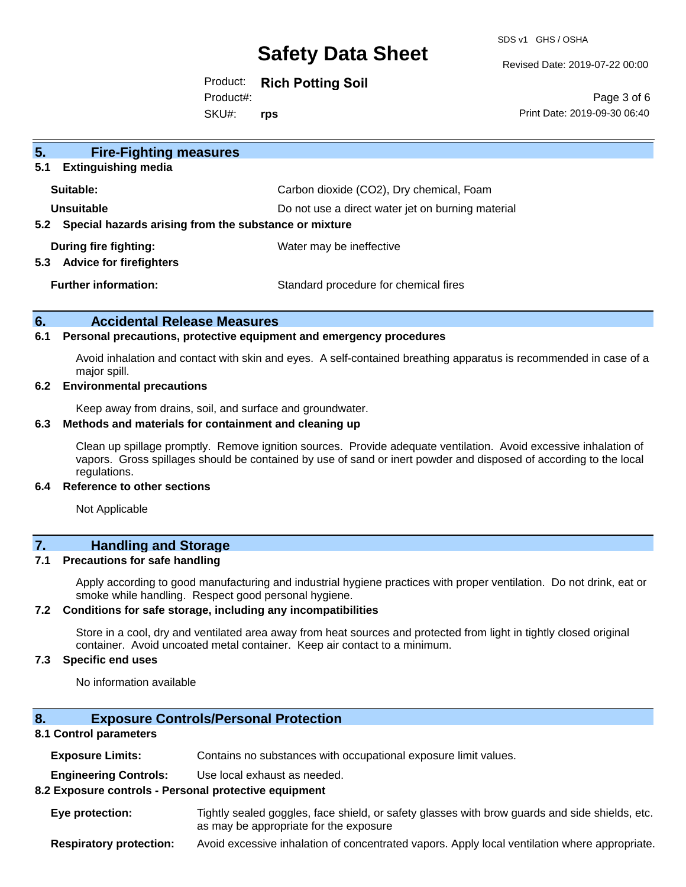## 5. Fire-Fighting measures

### 5.1 Extinguishing media

| | |
|---|---|
| **Suitable:** | Carbon dioxide ($CO_2$), Dry chemical, Foam |
| **Unsuitable** | Do not use a direct water jet on burning material |

### 5.2 Special hazards arising from the substance or mixture

| | |
|---|---|
| **During fire fighting:** | Water may be ineffective |

### 5.3 Advice for firefighters

| | |
|---|---|
| **Further information:** | Standard procedure for chemical fires |

## 6. Accidental Release Measures

### 6.1 Personal precautions, protective equipment and emergency procedures

Avoid inhalation and contact with skin and eyes. A self-contained breathing apparatus is recommended in case of a major spill.

### 6.2 Environmental precautions

Keep away from drains, soil, and surface and groundwater.

### 6.3 Methods and materials for containment and cleaning up

Clean up spillage promptly. Remove ignition sources. Provide adequate ventilation. Avoid excessive inhalation of vapors. Gross spillages should be contained by use of sand or inert powder and disposed of according to the local regulations.

### 6.4 Reference to other sections

Not Applicable

## 7. Handling and Storage

### 7.1 Precautions for safe handling

Apply according to good manufacturing and industrial hygiene practices with proper ventilation. Do not drink, eat or smoke while handling. Respect good personal hygiene.

### 7.2 Conditions for safe storage, including any incompatibilities

Store in a cool, dry and ventilated area away from heat sources and protected from light in tightly closed original container. Avoid uncoated metal container. Keep air contact to a minimum.

### 7.3 Specific end uses

No information available

## 8. Exposure Controls/Personal Protection

### 8.1 Control parameters

| | |
|---|---|
| **Exposure Limits:** | Contains no substances with occupational exposure limit values. |
| **Engineering Controls:** | Use local exhaust as needed. |

### 8.2 Exposure controls - Personal protective equipment

| | |
|---|---|
| **Eye protection:** | Tightly sealed goggles, face shield, or safety glasses with brow guards and side shields, etc. as may be appropriate for the exposure |
| **Respiratory protection:** | Avoid excessive inhalation of concentrated vapors. Apply local ventilation where appropriate. |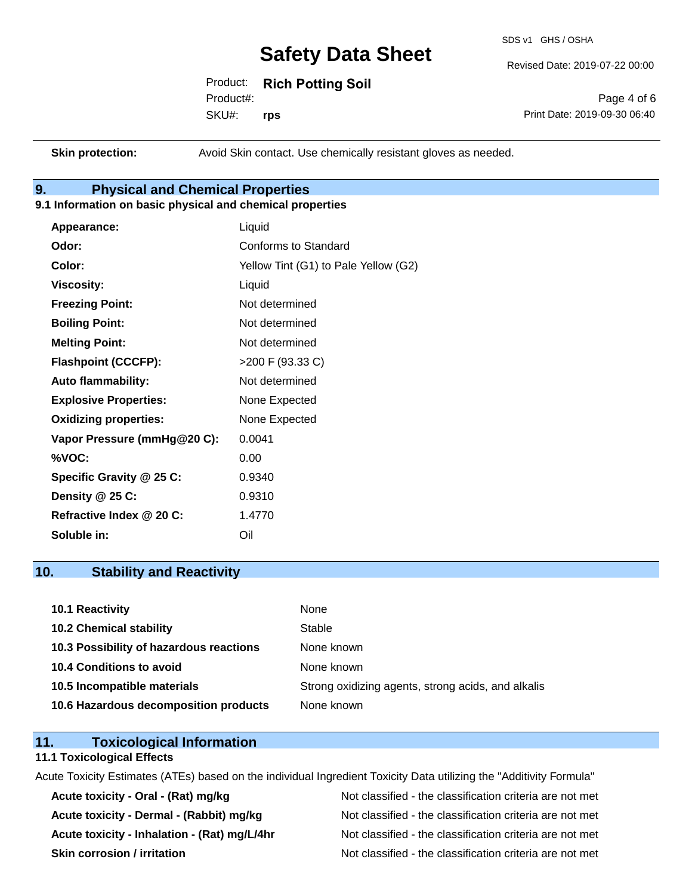| | |
|---|---|
| **Skin protection:** | Avoid Skin contact. Use chemically resistant gloves as needed. |

## 9. Physical and Chemical Properties

### 9.1 Information on basic physical and chemical properties

| | |
|---|---|
| **Appearance:** | Liquid |
| **Odor:** | Conforms to Standard |
| **Color:** | Yellow Tint (G1) to Pale Yellow (G2) |
| **Viscosity:** | Liquid |
| **Freezing Point:** | Not determined |
| **Boiling Point:** | Not determined |
| **Melting Point:** | Not determined |
| **Flashpoint (CCCFP):** | >200 F (93.33 C) |
| **Auto flammability:** | Not determined |
| **Explosive Properties:** | None Expected |
| **Oxidizing properties:** | None Expected |
| **Vapor Pressure (mmHg@20 C):** | 0.0041 |
| **%VOC:** | 0.00 |
| **Specific Gravity @ 25 C:** | 0.9340 |
| **Density @ 25 C:** | 0.9310 |
| **Refractive Index @ 20 C:** | 1.4770 |
| **Soluble in:** | Oil |

## 10. Stability and Reactivity

| | |
|---|---|
| **10.1 Reactivity** | None |
| **10.2 Chemical stability** | Stable |
| **10.3 Possibility of hazardous reactions** | None known |
| **10.4 Conditions to avoid** | None known |
| **10.5 Incompatible materials** | Strong oxidizing agents, strong acids, and alkalis |
| **10.6 Hazardous decomposition products** | None known |

## 11. Toxicological Information

### 11.1 Toxicological Effects

Acute Toxicity Estimates (ATEs) based on the individual Ingredient Toxicity Data utilizing the "Additivity Formula"

| | |
|---|---|
| **Acute toxicity - Oral - (Rat) mg/kg** | Not classified - the classification criteria are not met |
| **Acute toxicity - Dermal - (Rabbit) mg/kg** | Not classified - the classification criteria are not met |
| **Acute toxicity - Inhalation - (Rat) mg/L/4hr** | Not classified - the classification criteria are not met |
| **Skin corrosion / irritation** | Not classified - the classification criteria are not met |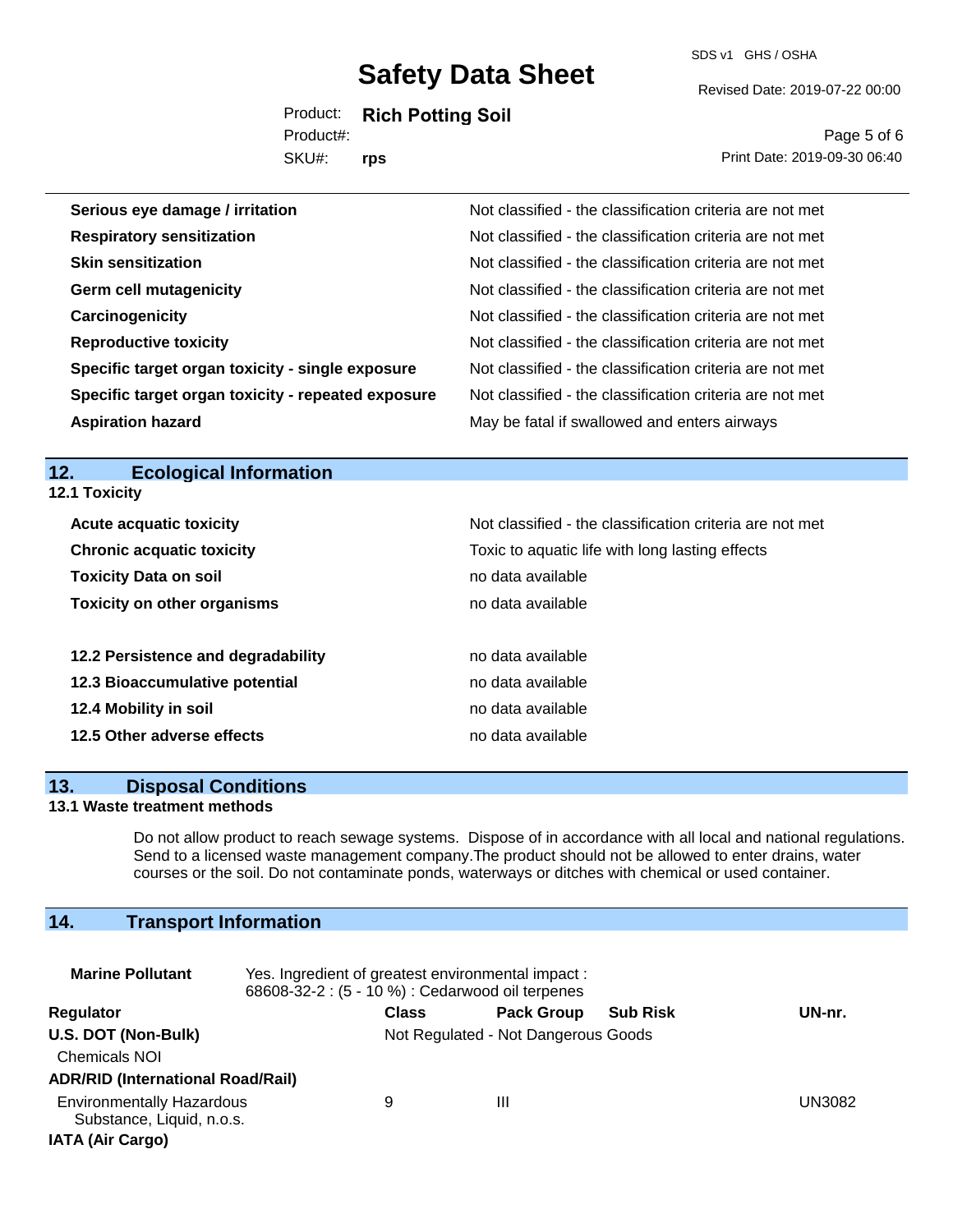| | |
|---|---|
| **Serious eye damage / irritation** | Not classified - the classification criteria are not met |
| **Respiratory sensitization** | Not classified - the classification criteria are not met |
| **Skin sensitization** | Not classified - the classification criteria are not met |
| **Germ cell mutagenicity** | Not classified - the classification criteria are not met |
| **Carcinogenicity** | Not classified - the classification criteria are not met |
| **Reproductive toxicity** | Not classified - the classification criteria are not met |
| **Specific target organ toxicity - single exposure** | Not classified - the classification criteria are not met |
| **Specific target organ toxicity - repeated exposure** | Not classified - the classification criteria are not met |
| **Aspiration hazard** | May be fatal if swallowed and enters airways |

## 12. Ecological Information

### 12.1 Toxicity

| | |
|---|---|
| **Acute acquatic toxicity** | Not classified - the classification criteria are not met |
| **Chronic acquatic toxicity** | Toxic to aquatic life with long lasting effects |
| **Toxicity Data on soil** | no data available |
| **Toxicity on other organisms** | no data available |

| | |
|---|---|
| **12.2 Persistence and degradability** | no data available |
| **12.3 Bioaccumulative potential** | no data available |
| **12.4 Mobility in soil** | no data available |
| **12.5 Other adverse effects** | no data available |

## 13. Disposal Conditions

### 13.1 Waste treatment methods

Do not allow product to reach sewage systems. Dispose of in accordance with all local and national regulations. Send to a licensed waste management company.The product should not be allowed to enter drains, water courses or the soil. Do not contaminate ponds, waterways or ditches with chemical or used container.

## 14. Transport Information

**Marine Pollutant** Yes. Ingredient of greatest environmental impact : 68608-32-2 : (5 - 10 %) : Cedarwood oil terpenes

| Regulator | Class | Pack Group | Sub Risk | UN-nr. |
|---|---|---|---|---|
| **U.S. DOT (Non-Bulk)** | Not Regulated - Not Dangerous Goods | | | |
| Chemicals NOI | | | | |
| **ADR/RID (International Road/Rail)** | | | | |
| Environmentally Hazardous Substance, Liquid, n.o.s. | 9 | III | | UN3082 |
| **IATA (Air Cargo)** | | | | |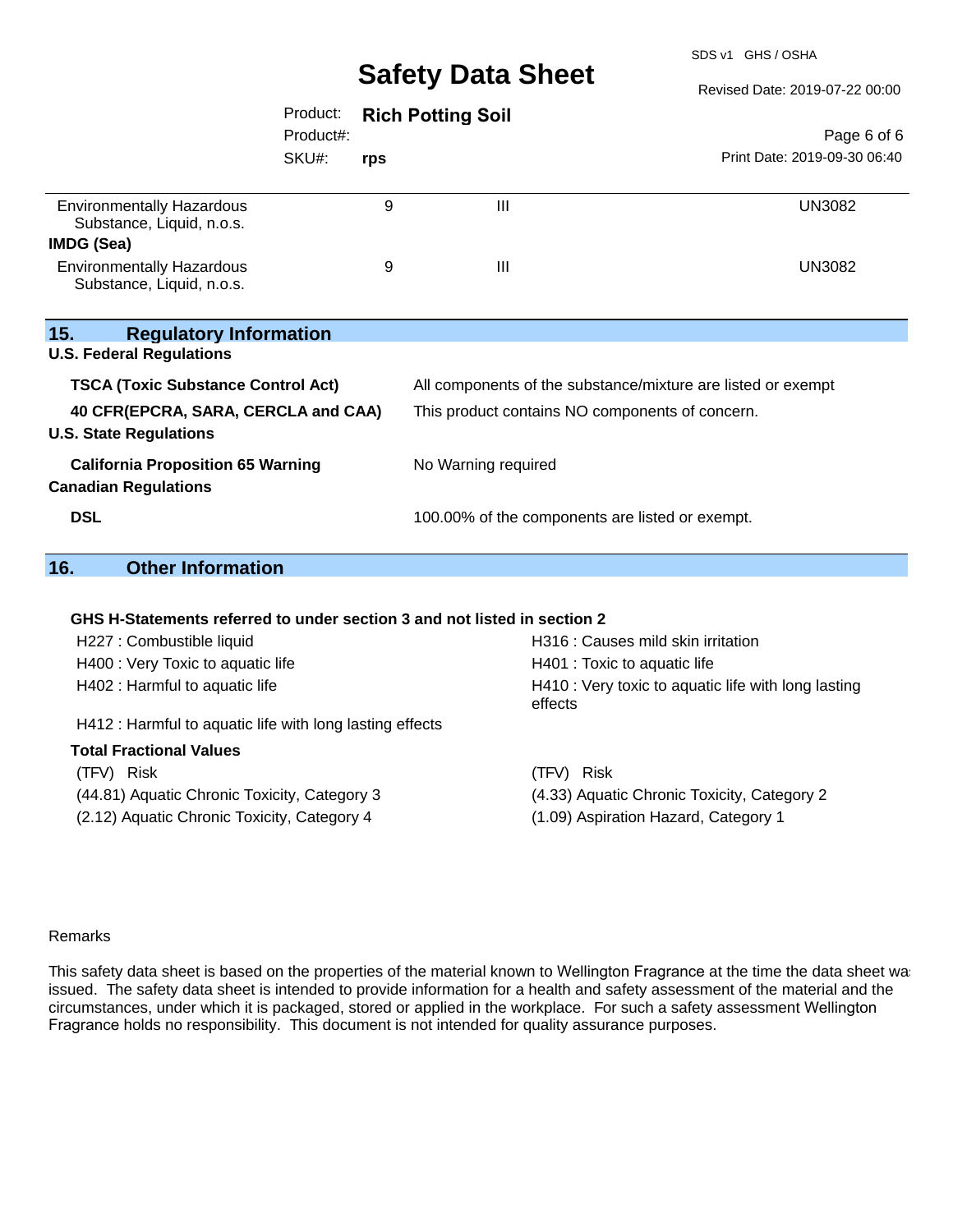| | | | |
|---|---|---|---|
| Environmentally Hazardous Substance, Liquid, n.o.s. | 9 | III | UN3082 |
| **IMDG (Sea)** | | | |
| Environmentally Hazardous Substance, Liquid, n.o.s. | 9 | III | UN3082 |

## 15. Regulatory Information

**U.S. Federal Regulations**

| | |
|---|---|
| **TSCA (Toxic Substance Control Act)** | All components of the substance/mixture are listed or exempt |
| **40 CFR(EPCRA, SARA, CERCLA and CAA)** | This product contains NO components of concern. |

**U.S. State Regulations**

| | |
|---|---|
| **California Proposition 65 Warning** | No Warning required |

**Canadian Regulations**

| | |
|---|---|
| **DSL** | 100.00% of the components are listed or exempt. |

## 16. Other Information

**GHS H-Statements referred to under section 3 and not listed in section 2**

H227 : Combustible liquid

H316 : Causes mild skin irritation

H400 : Very Toxic to aquatic life

H401 : Toxic to aquatic life

H402 : Harmful to aquatic life

H410 : Very toxic to aquatic life with long lasting effects

H412 : Harmful to aquatic life with long lasting effects

**Total Fractional Values**

| (TFV) Risk | (TFV) Risk |
|---|---|
| (44.81) Aquatic Chronic Toxicity, Category 3 | (4.33) Aquatic Chronic Toxicity, Category 2 |
| (2.12) Aquatic Chronic Toxicity, Category 4 | (1.09) Aspiration Hazard, Category 1 |

Remarks

This safety data sheet is based on the properties of the material known to Wellington Fragrance at the time the data sheet was issued. The safety data sheet is intended to provide information for a health and safety assessment of the material and the circumstances, under which it is packaged, stored or applied in the workplace. For such a safety assessment Wellington Fragrance holds no responsibility. This document is not intended for quality assurance purposes.